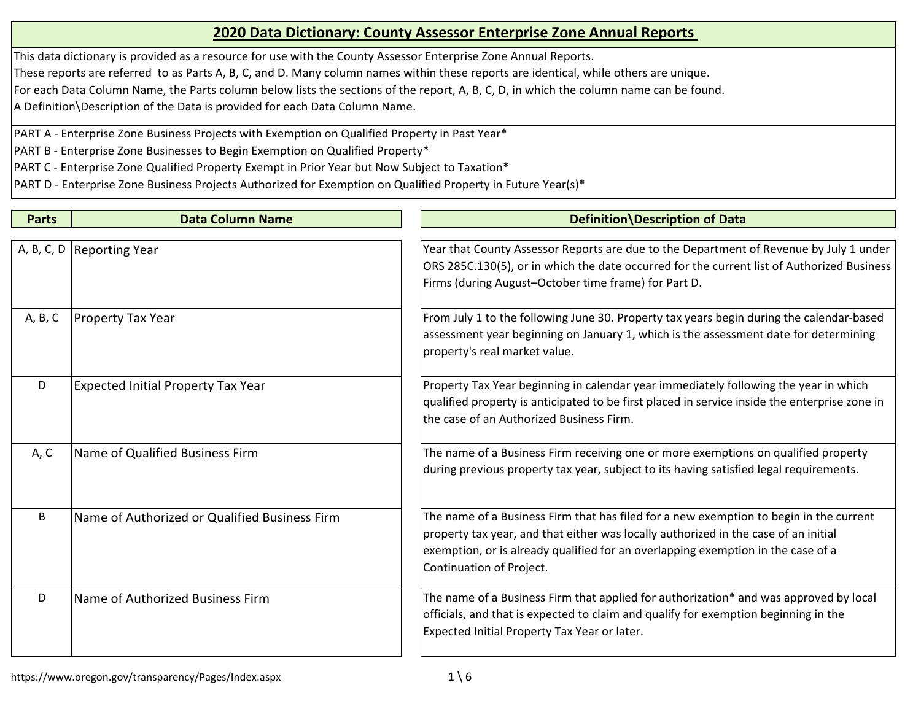# 2020 Data Dictionary: County Assessor Enterprise Zone Annual Reports

This data dictionary is provided as a resource for use with the County Assessor Enterprise Zone Annual Reports.
These reports are referred to as Parts A, B, C, and D. Many column names within these reports are identical, while others are unique.
For each Data Column Name, the Parts column below lists the sections of the report, A, B, C, D, in which the column name can be found.
A Definition\Description of the Data is provided for each Data Column Name.

PART A - Enterprise Zone Business Projects with Exemption on Qualified Property in Past Year*
PART B - Enterprise Zone Businesses to Begin Exemption on Qualified Property*
PART C - Enterprise Zone Qualified Property Exempt in Prior Year but Now Subject to Taxation*
PART D - Enterprise Zone Business Projects Authorized for Exemption on Qualified Property in Future Year(s)*

| Parts | Data Column Name | Definition\Description of Data |
|---|---|---|
| A, B, C, D | Reporting Year | Year that County Assessor Reports are due to the Department of Revenue by July 1 under ORS 285C.130(5), or in which the date occurred for the current list of Authorized Business Firms (during August–October time frame) for Part D. |
| A, B, C | Property Tax Year | From July 1 to the following June 30. Property tax years begin during the calendar-based assessment year beginning on January 1, which is the assessment date for determining property's real market value. |
| D | Expected Initial Property Tax Year | Property Tax Year beginning in calendar year immediately following the year in which qualified property is anticipated to be first placed in service inside the enterprise zone in the case of an Authorized Business Firm. |
| A, C | Name of Qualified Business Firm | The name of a Business Firm receiving one or more exemptions on qualified property during previous property tax year, subject to its having satisfied legal requirements. |
| B | Name of Authorized or Qualified Business Firm | The name of a Business Firm that has filed for a new exemption to begin in the current property tax year, and that either was locally authorized in the case of an initial exemption, or is already qualified for an overlapping exemption in the case of a Continuation of Project. |
| D | Name of Authorized Business Firm | The name of a Business Firm that applied for authorization* and was approved by local officials, and that is expected to claim and qualify for exemption beginning in the Expected Initial Property Tax Year or later. |

https://www.oregon.gov/transparency/Pages/Index.aspx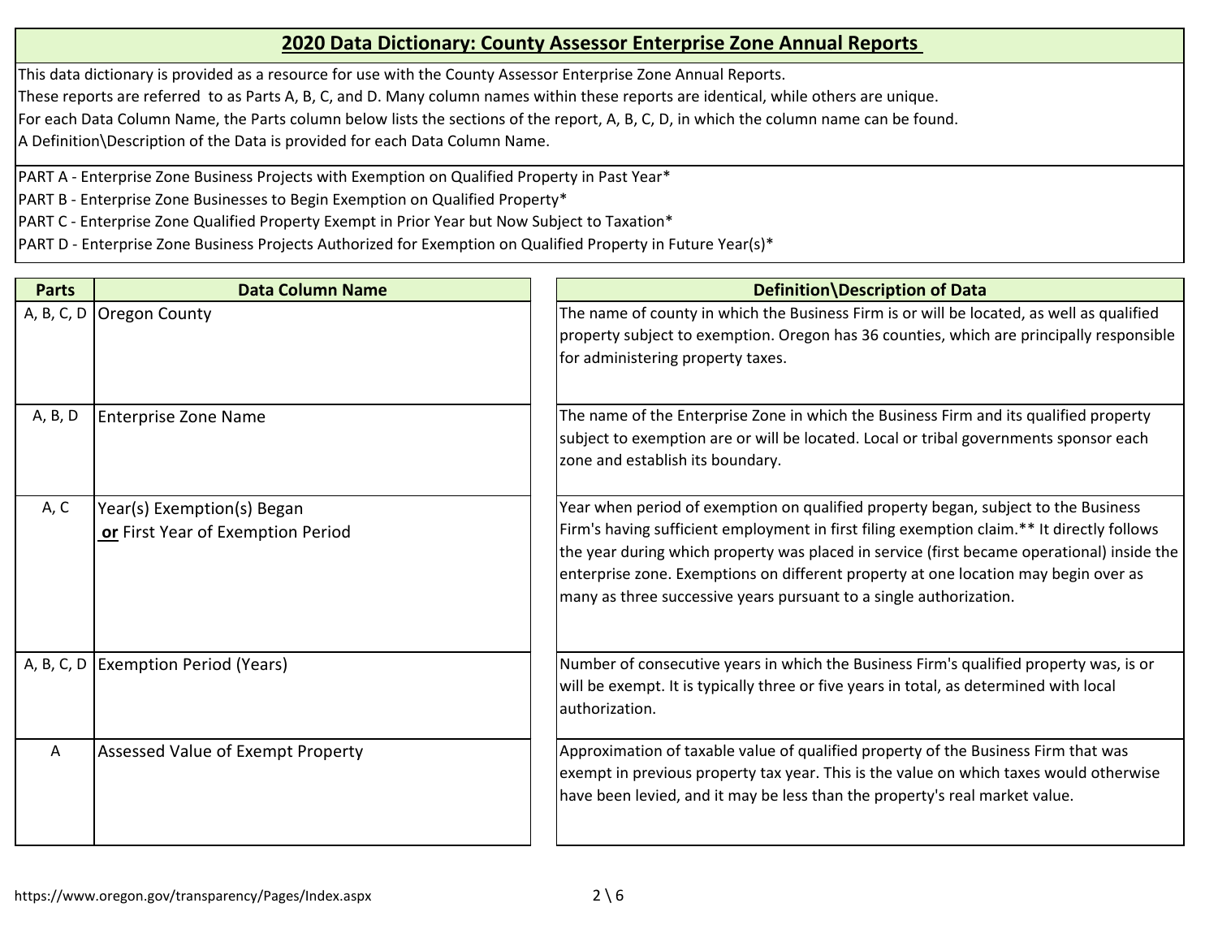## 2020 Data Dictionary: County Assessor Enterprise Zone Annual Reports

This data dictionary is provided as a resource for use with the County Assessor Enterprise Zone Annual Reports.
These reports are referred to as Parts A, B, C, and D. Many column names within these reports are identical, while others are unique.
For each Data Column Name, the Parts column below lists the sections of the report, A, B, C, D, in which the column name can be found.
A Definition\Description of the Data is provided for each Data Column Name.

PART A - Enterprise Zone Business Projects with Exemption on Qualified Property in Past Year*
PART B - Enterprise Zone Businesses to Begin Exemption on Qualified Property*
PART C - Enterprise Zone Qualified Property Exempt in Prior Year but Now Subject to Taxation*
PART D - Enterprise Zone Business Projects Authorized for Exemption on Qualified Property in Future Year(s)*

| Parts | Data Column Name | Definition\Description of Data |
|---|---|---|
| A, B, C, D | Oregon County | The name of county in which the Business Firm is or will be located, as well as qualified property subject to exemption. Oregon has 36 counties, which are principally responsible for administering property taxes. |
| A, B, D | Enterprise Zone Name | The name of the Enterprise Zone in which the Business Firm and its qualified property subject to exemption are or will be located. Local or tribal governments sponsor each zone and establish its boundary. |
| A, C | Year(s) Exemption(s) Began **or** First Year of Exemption Period | Year when period of exemption on qualified property began, subject to the Business Firm's having sufficient employment in first filing exemption claim.** It directly follows the year during which property was placed in service (first became operational) inside the enterprise zone. Exemptions on different property at one location may begin over as many as three successive years pursuant to a single authorization. |
| A, B, C, D | Exemption Period (Years) | Number of consecutive years in which the Business Firm's qualified property was, is or will be exempt. It is typically three or five years in total, as determined with local authorization. |
| A | Assessed Value of Exempt Property | Approximation of taxable value of qualified property of the Business Firm that was exempt in previous property tax year. This is the value on which taxes would otherwise have been levied, and it may be less than the property's real market value. |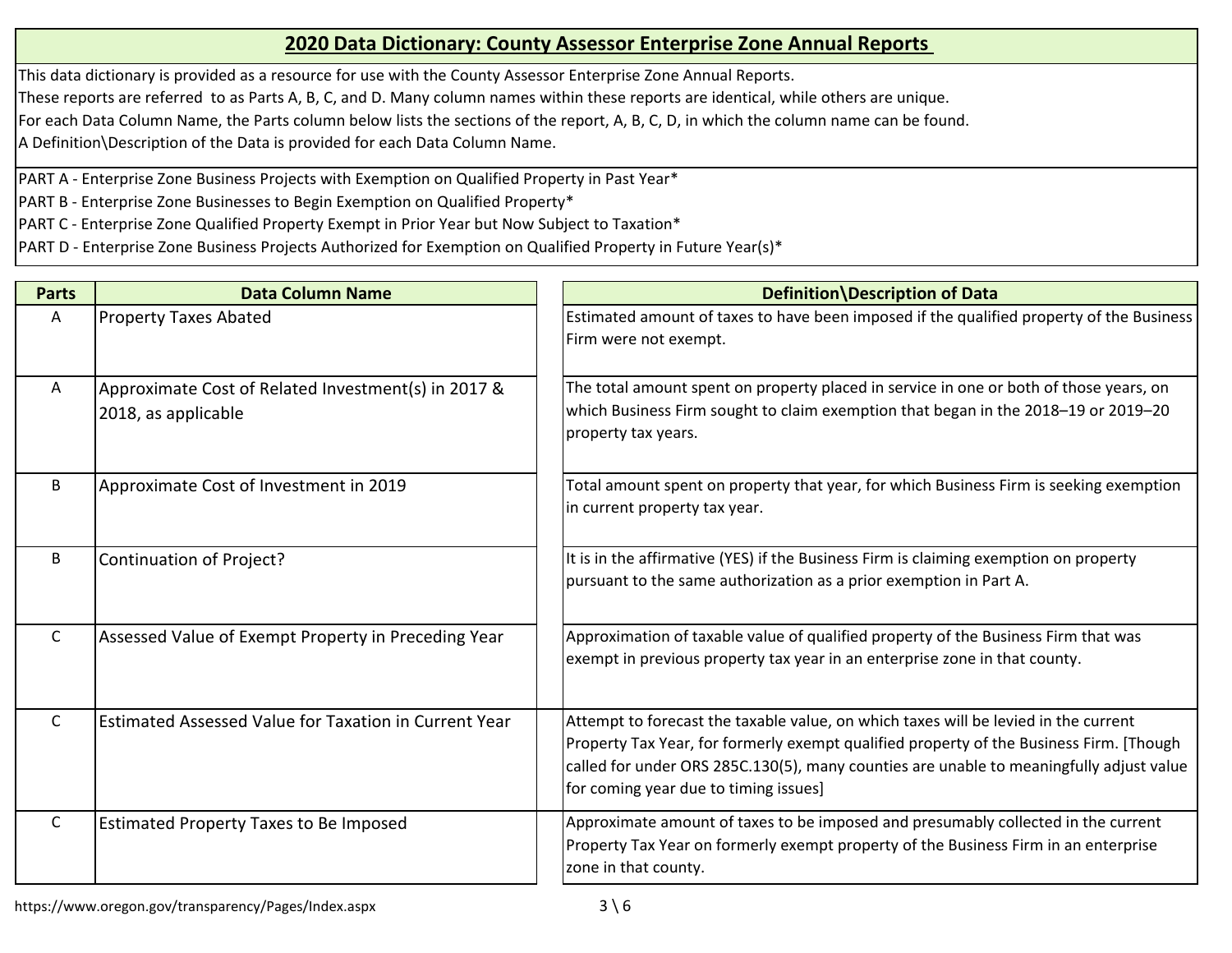## 2020 Data Dictionary: County Assessor Enterprise Zone Annual Reports

This data dictionary is provided as a resource for use with the County Assessor Enterprise Zone Annual Reports.
These reports are referred to as Parts A, B, C, and D. Many column names within these reports are identical, while others are unique.
For each Data Column Name, the Parts column below lists the sections of the report, A, B, C, D, in which the column name can be found.
A Definition\Description of the Data is provided for each Data Column Name.

PART A - Enterprise Zone Business Projects with Exemption on Qualified Property in Past Year*
PART B - Enterprise Zone Businesses to Begin Exemption on Qualified Property*
PART C - Enterprise Zone Qualified Property Exempt in Prior Year but Now Subject to Taxation*
PART D - Enterprise Zone Business Projects Authorized for Exemption on Qualified Property in Future Year(s)*

| Parts | Data Column Name | Definition\Description of Data |
|---|---|---|
| A | Property Taxes Abated | Estimated amount of taxes to have been imposed if the qualified property of the Business Firm were not exempt. |
| A | Approximate Cost of Related Investment(s) in 2017 & 2018, as applicable | The total amount spent on property placed in service in one or both of those years, on which Business Firm sought to claim exemption that began in the 2018–19 or 2019–20 property tax years. |
| B | Approximate Cost of Investment in 2019 | Total amount spent on property that year, for which Business Firm is seeking exemption in current property tax year. |
| B | Continuation of Project? | It is in the affirmative (YES) if the Business Firm is claiming exemption on property pursuant to the same authorization as a prior exemption in Part A. |
| C | Assessed Value of Exempt Property in Preceding Year | Approximation of taxable value of qualified property of the Business Firm that was exempt in previous property tax year in an enterprise zone in that county. |
| C | Estimated Assessed Value for Taxation in Current Year | Attempt to forecast the taxable value, on which taxes will be levied in the current Property Tax Year, for formerly exempt qualified property of the Business Firm. [Though called for under ORS 285C.130(5), many counties are unable to meaningfully adjust value for coming year due to timing issues] |
| C | Estimated Property Taxes to Be Imposed | Approximate amount of taxes to be imposed and presumably collected in the current Property Tax Year on formerly exempt property of the Business Firm in an enterprise zone in that county. |

https://www.oregon.gov/transparency/Pages/Index.aspx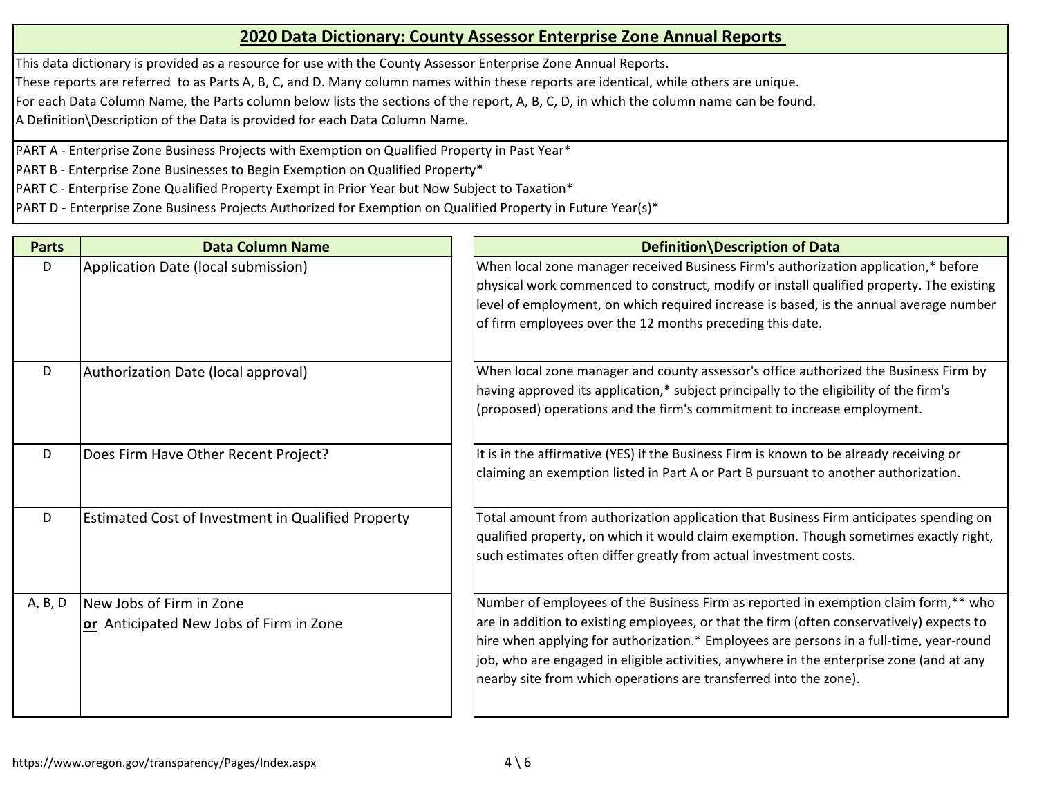## 2020 Data Dictionary: County Assessor Enterprise Zone Annual Reports

This data dictionary is provided as a resource for use with the County Assessor Enterprise Zone Annual Reports.
These reports are referred to as Parts A, B, C, and D. Many column names within these reports are identical, while others are unique.
For each Data Column Name, the Parts column below lists the sections of the report, A, B, C, D, in which the column name can be found.
A Definition\Description of the Data is provided for each Data Column Name.

PART A - Enterprise Zone Business Projects with Exemption on Qualified Property in Past Year*
PART B - Enterprise Zone Businesses to Begin Exemption on Qualified Property*
PART C - Enterprise Zone Qualified Property Exempt in Prior Year but Now Subject to Taxation*
PART D - Enterprise Zone Business Projects Authorized for Exemption on Qualified Property in Future Year(s)*

| Parts | Data Column Name | Definition\Description of Data |
|---|---|---|
| D | Application Date (local submission) | When local zone manager received Business Firm's authorization application,* before physical work commenced to construct, modify or install qualified property. The existing level of employment, on which required increase is based, is the annual average number of firm employees over the 12 months preceding this date. |
| D | Authorization Date (local approval) | When local zone manager and county assessor's office authorized the Business Firm by having approved its application,* subject principally to the eligibility of the firm's (proposed) operations and the firm's commitment to increase employment. |
| D | Does Firm Have Other Recent Project? | It is in the affirmative (YES) if the Business Firm is known to be already receiving or claiming an exemption listed in Part A or Part B pursuant to another authorization. |
| D | Estimated Cost of Investment in Qualified Property | Total amount from authorization application that Business Firm anticipates spending on qualified property, on which it would claim exemption. Though sometimes exactly right, such estimates often differ greatly from actual investment costs. |
| A, B, D | New Jobs of Firm in Zone **or** Anticipated New Jobs of Firm in Zone | Number of employees of the Business Firm as reported in exemption claim form,** who are in addition to existing employees, or that the firm (often conservatively) expects to hire when applying for authorization.* Employees are persons in a full-time, year-round job, who are engaged in eligible activities, anywhere in the enterprise zone (and at any nearby site from which operations are transferred into the zone). |

https://www.oregon.gov/transparency/Pages/Index.aspx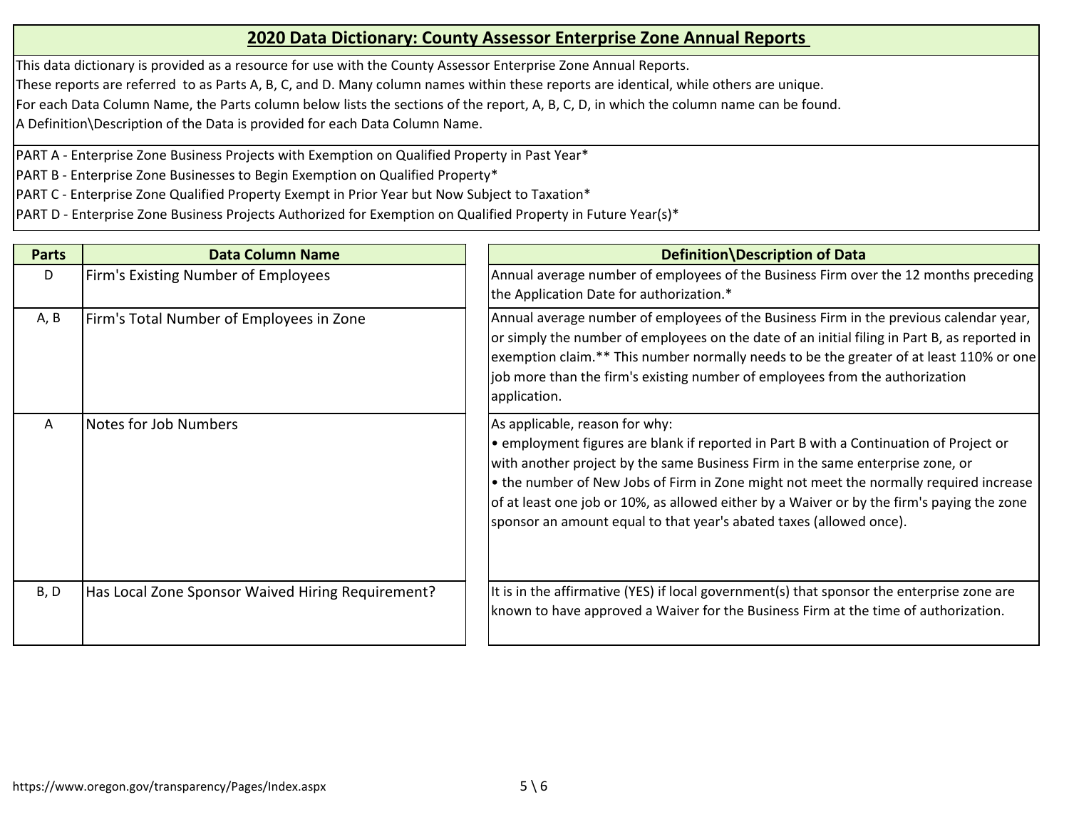## 2020 Data Dictionary: County Assessor Enterprise Zone Annual Reports

This data dictionary is provided as a resource for use with the County Assessor Enterprise Zone Annual Reports.
These reports are referred to as Parts A, B, C, and D. Many column names within these reports are identical, while others are unique.
For each Data Column Name, the Parts column below lists the sections of the report, A, B, C, D, in which the column name can be found.
A Definition\Description of the Data is provided for each Data Column Name.

PART A - Enterprise Zone Business Projects with Exemption on Qualified Property in Past Year*
PART B - Enterprise Zone Businesses to Begin Exemption on Qualified Property*
PART C - Enterprise Zone Qualified Property Exempt in Prior Year but Now Subject to Taxation*
PART D - Enterprise Zone Business Projects Authorized for Exemption on Qualified Property in Future Year(s)*

| Parts | Data Column Name | Definition\Description of Data |
|---|---|---|
| D | Firm's Existing Number of Employees | Annual average number of employees of the Business Firm over the 12 months preceding the Application Date for authorization.* |
| A, B | Firm's Total Number of Employees in Zone | Annual average number of employees of the Business Firm in the previous calendar year, or simply the number of employees on the date of an initial filing in Part B, as reported in exemption claim.** This number normally needs to be the greater of at least 110% or one job more than the firm's existing number of employees from the authorization application. |
| A | Notes for Job Numbers | As applicable, reason for why:<br>• employment figures are blank if reported in Part B with a Continuation of Project or with another project by the same Business Firm in the same enterprise zone, or<br>• the number of New Jobs of Firm in Zone might not meet the normally required increase of at least one job or 10%, as allowed either by a Waiver or by the firm's paying the zone sponsor an amount equal to that year's abated taxes (allowed once). |
| B, D | Has Local Zone Sponsor Waived Hiring Requirement? | It is in the affirmative (YES) if local government(s) that sponsor the enterprise zone are known to have approved a Waiver for the Business Firm at the time of authorization. |

https://www.oregon.gov/transparency/Pages/Index.aspx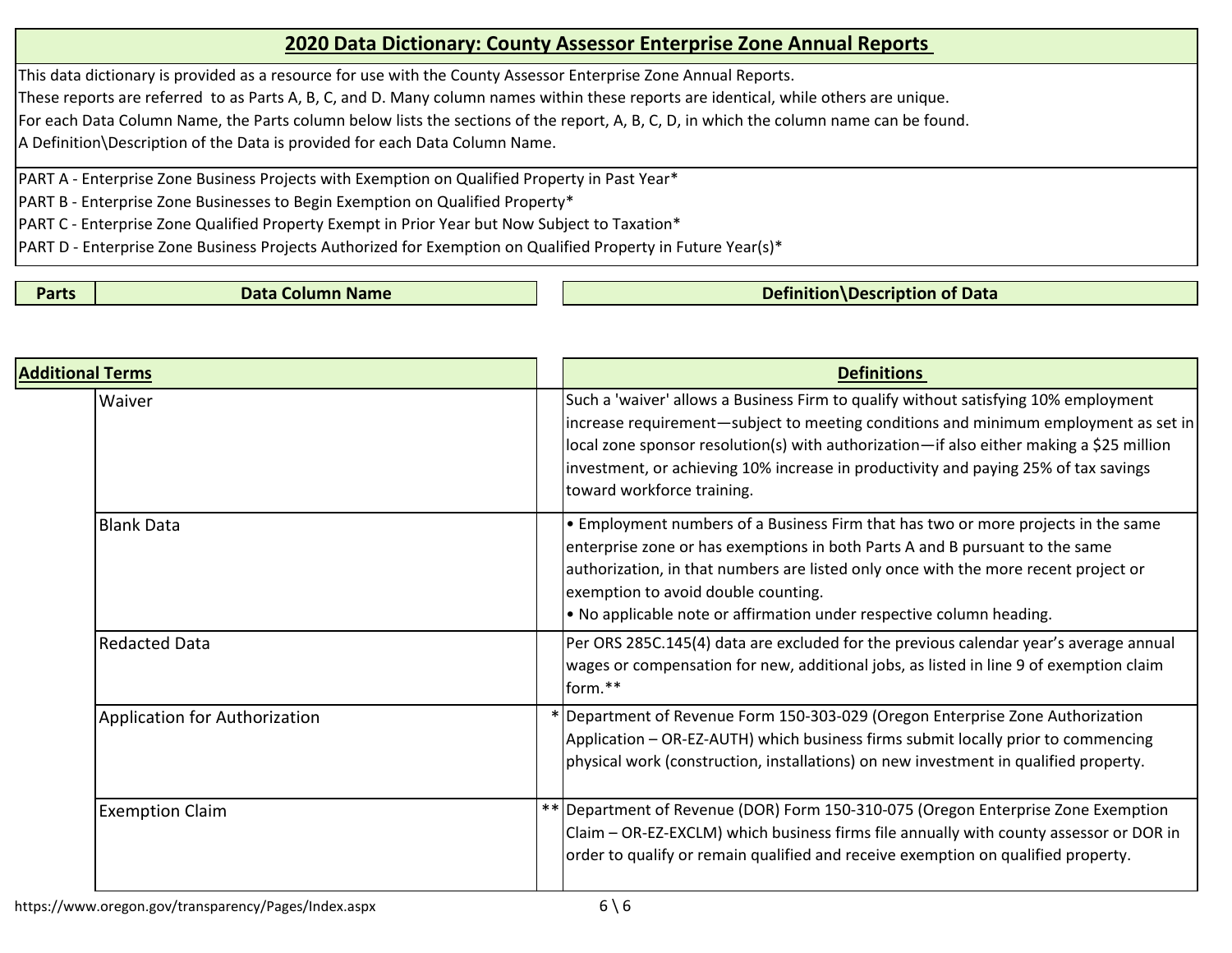## 2020 Data Dictionary: County Assessor Enterprise Zone Annual Reports

This data dictionary is provided as a resource for use with the County Assessor Enterprise Zone Annual Reports.
These reports are referred to as Parts A, B, C, and D. Many column names within these reports are identical, while others are unique.
For each Data Column Name, the Parts column below lists the sections of the report, A, B, C, D, in which the column name can be found.
A Definition\Description of the Data is provided for each Data Column Name.

PART A - Enterprise Zone Business Projects with Exemption on Qualified Property in Past Year*
PART B - Enterprise Zone Businesses to Begin Exemption on Qualified Property*
PART C - Enterprise Zone Qualified Property Exempt in Prior Year but Now Subject to Taxation*
PART D - Enterprise Zone Business Projects Authorized for Exemption on Qualified Property in Future Year(s)*

| Parts | Data Column Name | Definition\Description of Data |
|---|---|---|

| Additional Terms | | Definitions |
|---|---|---|
| Waiver | | Such a 'waiver' allows a Business Firm to qualify without satisfying 10% employment increase requirement—subject to meeting conditions and minimum employment as set in local zone sponsor resolution(s) with authorization—if also either making a $25 million investment, or achieving 10% increase in productivity and paying 25% of tax savings toward workforce training. |
| Blank Data | | • Employment numbers of a Business Firm that has two or more projects in the same enterprise zone or has exemptions in both Parts A and B pursuant to the same authorization, in that numbers are listed only once with the more recent project or exemption to avoid double counting.<br>• No applicable note or affirmation under respective column heading. |
| Redacted Data | | Per ORS 285C.145(4) data are excluded for the previous calendar year's average annual wages or compensation for new, additional jobs, as listed in line 9 of exemption claim form.** |
| Application for Authorization | * | Department of Revenue Form 150-303-029 (Oregon Enterprise Zone Authorization Application – OR-EZ-AUTH) which business firms submit locally prior to commencing physical work (construction, installations) on new investment in qualified property. |
| Exemption Claim | ** | Department of Revenue (DOR) Form 150-310-075 (Oregon Enterprise Zone Exemption Claim – OR-EZ-EXCLM) which business firms file annually with county assessor or DOR in order to qualify or remain qualified and receive exemption on qualified property. |

https://www.oregon.gov/transparency/Pages/Index.aspx